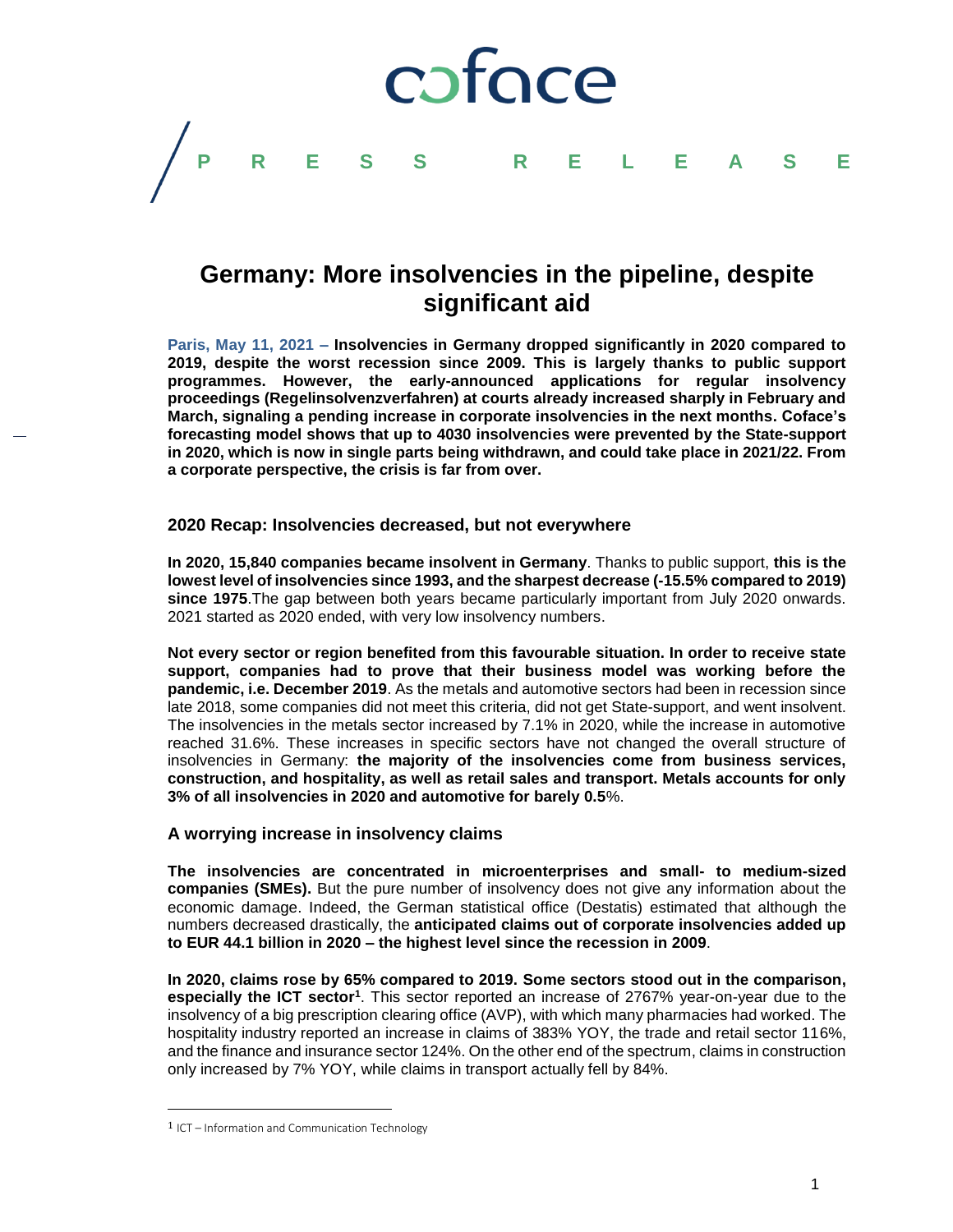coface

PRESS RELEASE

# Germany: More insolvencies in the pipeline, despite significant aid

**Paris, May 11, 2021 – Insolvencies in Germany dropped significantly in 2020 compared to 2019, despite the worst recession since 2009. This is largely thanks to public support programmes. However, the early-announced applications for regular insolvency proceedings (Regelinsolvenzverfahren) at courts already increased sharply in February and March, signaling a pending increase in corporate insolvencies in the next months. Coface's forecasting model shows that up to 4030 insolvencies were prevented by the State-support in 2020, which is now in single parts being withdrawn, and could take place in 2021/22. From a corporate perspective, the crisis is far from over.**

## 2020 Recap: Insolvencies decreased, but not everywhere

**In 2020, 15,840 companies became insolvent in Germany**. Thanks to public support, **this is the lowest level of insolvencies since 1993, and the sharpest decrease (-15.5% compared to 2019) since 1975**.The gap between both years became particularly important from July 2020 onwards. 2021 started as 2020 ended, with very low insolvency numbers.

**Not every sector or region benefited from this favourable situation. In order to receive state support, companies had to prove that their business model was working before the pandemic, i.e. December 2019**. As the metals and automotive sectors had been in recession since late 2018, some companies did not meet this criteria, did not get State-support, and went insolvent. The insolvencies in the metals sector increased by 7.1% in 2020, while the increase in automotive reached 31.6%. These increases in specific sectors have not changed the overall structure of insolvencies in Germany: **the majority of the insolvencies come from business services, construction, and hospitality, as well as retail sales and transport. Metals accounts for only 3% of all insolvencies in 2020 and automotive for barely 0.5**%.

## A worrying increase in insolvency claims

**The insolvencies are concentrated in microenterprises and small- to medium-sized companies (SMEs).** But the pure number of insolvency does not give any information about the economic damage. Indeed, the German statistical office (Destatis) estimated that although the numbers decreased drastically, the **anticipated claims out of corporate insolvencies added up to EUR 44.1 billion in 2020 – the highest level since the recession in 2009**.

**In 2020, claims rose by 65% compared to 2019. Some sectors stood out in the comparison, especially the ICT sector[1]**. This sector reported an increase of 2767% year-on-year due to the insolvency of a big prescription clearing office (AVP), with which many pharmacies had worked. The hospitality industry reported an increase in claims of 383% YOY, the trade and retail sector 116%, and the finance and insurance sector 124%. On the other end of the spectrum, claims in construction only increased by 7% YOY, while claims in transport actually fell by 84%.

[1] ICT – Information and Communication Technology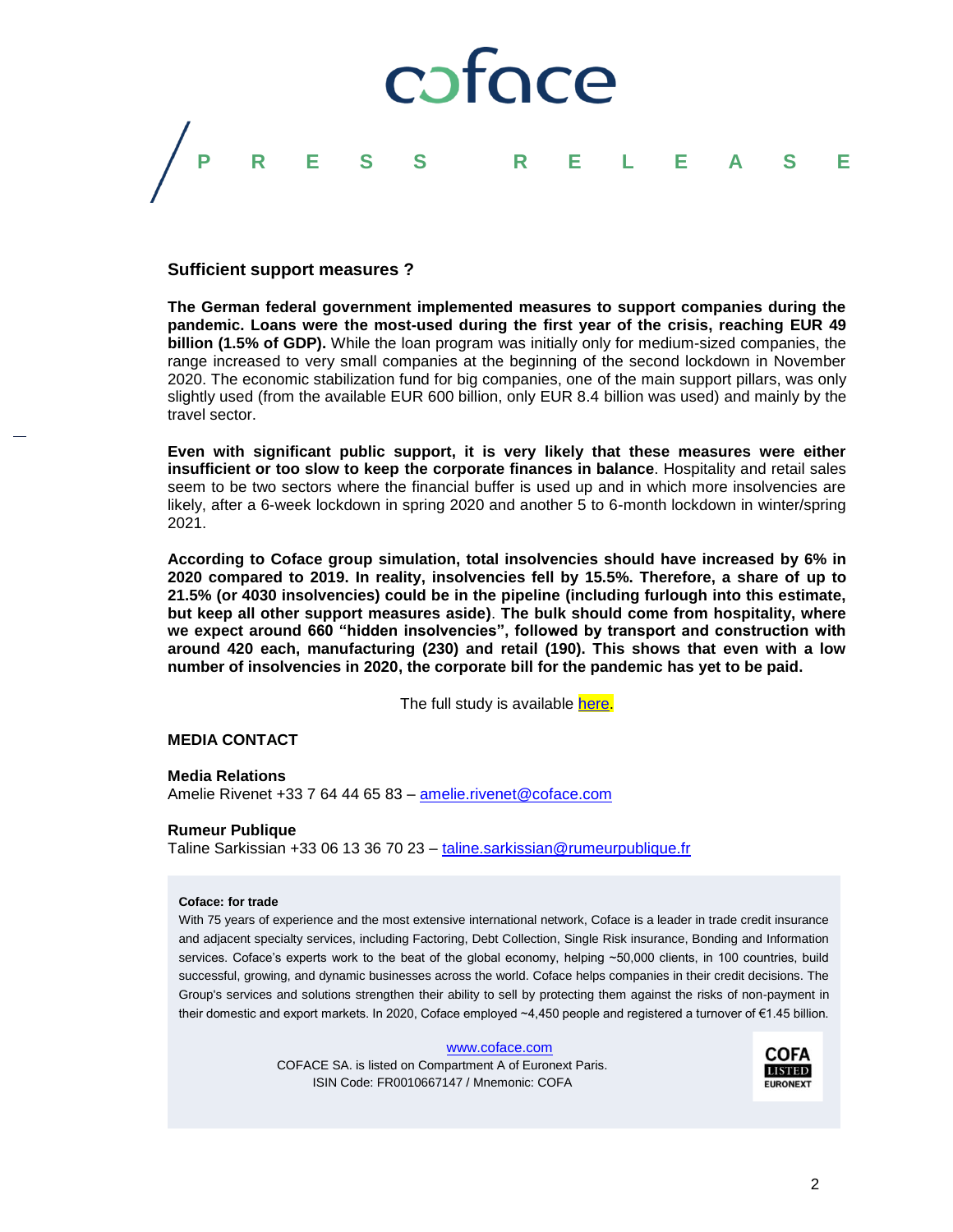### Sufficient support measures ?

**The German federal government implemented measures to support companies during the pandemic. Loans were the most-used during the first year of the crisis, reaching EUR 49 billion (1.5% of GDP).** While the loan program was initially only for medium-sized companies, the range increased to very small companies at the beginning of the second lockdown in November 2020. The economic stabilization fund for big companies, one of the main support pillars, was only slightly used (from the available EUR 600 billion, only EUR 8.4 billion was used) and mainly by the travel sector.

**Even with significant public support, it is very likely that these measures were either insufficient or too slow to keep the corporate finances in balance**. Hospitality and retail sales seem to be two sectors where the financial buffer is used up and in which more insolvencies are likely, after a 6-week lockdown in spring 2020 and another 5 to 6-month lockdown in winter/spring 2021.

**According to Coface group simulation, total insolvencies should have increased by 6% in 2020 compared to 2019. In reality, insolvencies fell by 15.5%. Therefore, a share of up to 21.5% (or 4030 insolvencies) could be in the pipeline (including furlough into this estimate, but keep all other support measures aside)**. **The bulk should come from hospitality, where we expect around 660 "hidden insolvencies", followed by transport and construction with around 420 each, manufacturing (230) and retail (190). This shows that even with a low number of insolvencies in 2020, the corporate bill for the pandemic has yet to be paid.**

The full study is available here.

### MEDIA CONTACT

**Media Relations**
Amelie Rivenet +33 7 64 44 65 83 – amelie.rivenet@coface.com

**Rumeur Publique**
Taline Sarkissian +33 06 13 36 70 23 – taline.sarkissian@rumeurpublique.fr

**Coface: for trade**

With 75 years of experience and the most extensive international network, Coface is a leader in trade credit insurance and adjacent specialty services, including Factoring, Debt Collection, Single Risk insurance, Bonding and Information services. Coface's experts work to the beat of the global economy, helping ~50,000 clients, in 100 countries, build successful, growing, and dynamic businesses across the world. Coface helps companies in their credit decisions. The Group's services and solutions strengthen their ability to sell by protecting them against the risks of non-payment in their domestic and export markets. In 2020, Coface employed ~4,450 people and registered a turnover of €1.45 billion.

www.coface.com
COFACE SA. is listed on Compartment A of Euronext Paris.
ISIN Code: FR0010667147 / Mnemonic: COFA

COFA LISTED EURONEXT